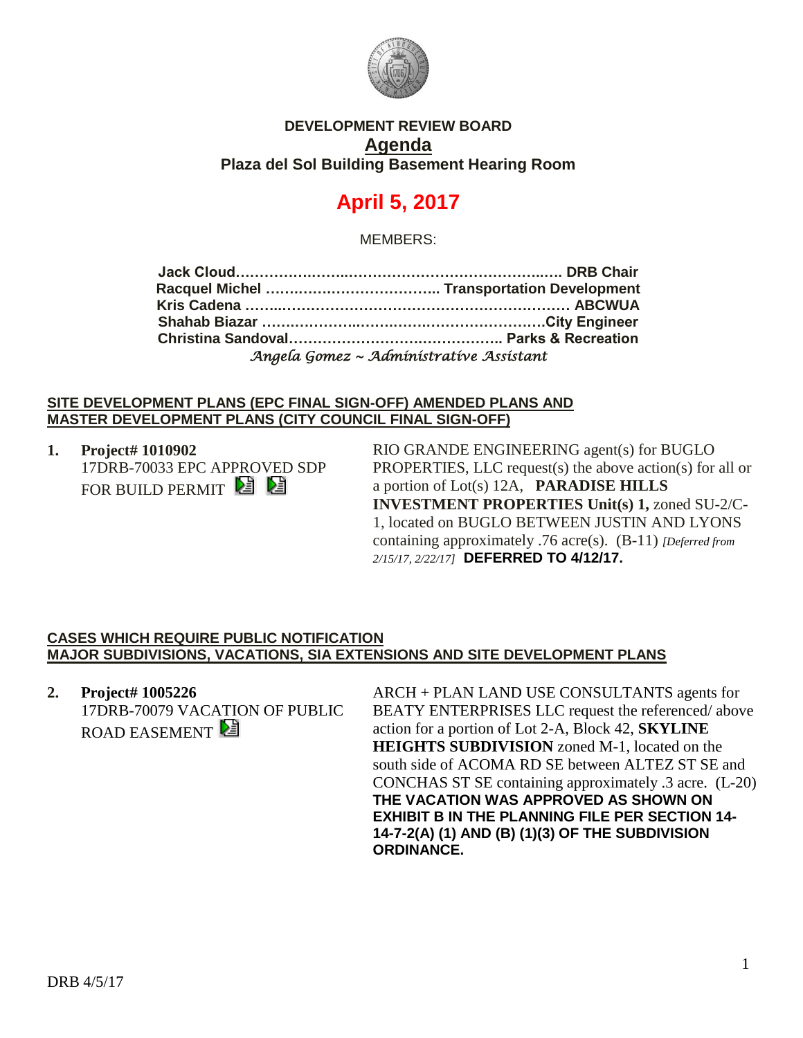**DEVELOPMENT REVIEW BOARD**

## Agenda

**Plaza del Sol Building Basement Hearing Room**

# April 5, 2017

MEMBERS:

**Jack Cloud…………………………………………………………. DRB Chair**
**Racquel Michel ……………………………….. Transportation Development**
**Kris Cadena ………………………………………………………… ABCWUA**
**Shahab Biazar ……………………………………………………City Engineer**
**Christina Sandoval…………………………………….. Parks & Recreation**
*Angela Gomez ~ Administrative Assistant*

**SITE DEVELOPMENT PLANS (EPC FINAL SIGN-OFF) AMENDED PLANS AND MASTER DEVELOPMENT PLANS (CITY COUNCIL FINAL SIGN-OFF)**

1. **Project# 1010902**
   17DRB-70033 EPC APPROVED SDP FOR BUILD PERMIT

   RIO GRANDE ENGINEERING agent(s) for BUGLO PROPERTIES, LLC request(s) the above action(s) for all or a portion of Lot(s) 12A, **PARADISE HILLS INVESTMENT PROPERTIES Unit(s) 1,** zoned SU-2/C-1, located on BUGLO BETWEEN JUSTIN AND LYONS containing approximately .76 acre(s). (B-11) *[Deferred from 2/15/17, 2/22/17]* **DEFERRED TO 4/12/17.**

**CASES WHICH REQUIRE PUBLIC NOTIFICATION**
**MAJOR SUBDIVISIONS, VACATIONS, SIA EXTENSIONS AND SITE DEVELOPMENT PLANS**

2. **Project# 1005226**
   17DRB-70079 VACATION OF PUBLIC ROAD EASEMENT

   ARCH + PLAN LAND USE CONSULTANTS agents for BEATY ENTERPRISES LLC request the referenced/ above action for a portion of Lot 2-A, Block 42, **SKYLINE HEIGHTS SUBDIVISION** zoned M-1, located on the south side of ACOMA RD SE between ALTEZ ST SE and CONCHAS ST SE containing approximately .3 acre. (L-20) **THE VACATION WAS APPROVED AS SHOWN ON EXHIBIT B IN THE PLANNING FILE PER SECTION 14-14-7-2(A) (1) AND (B) (1)(3) OF THE SUBDIVISION ORDINANCE.**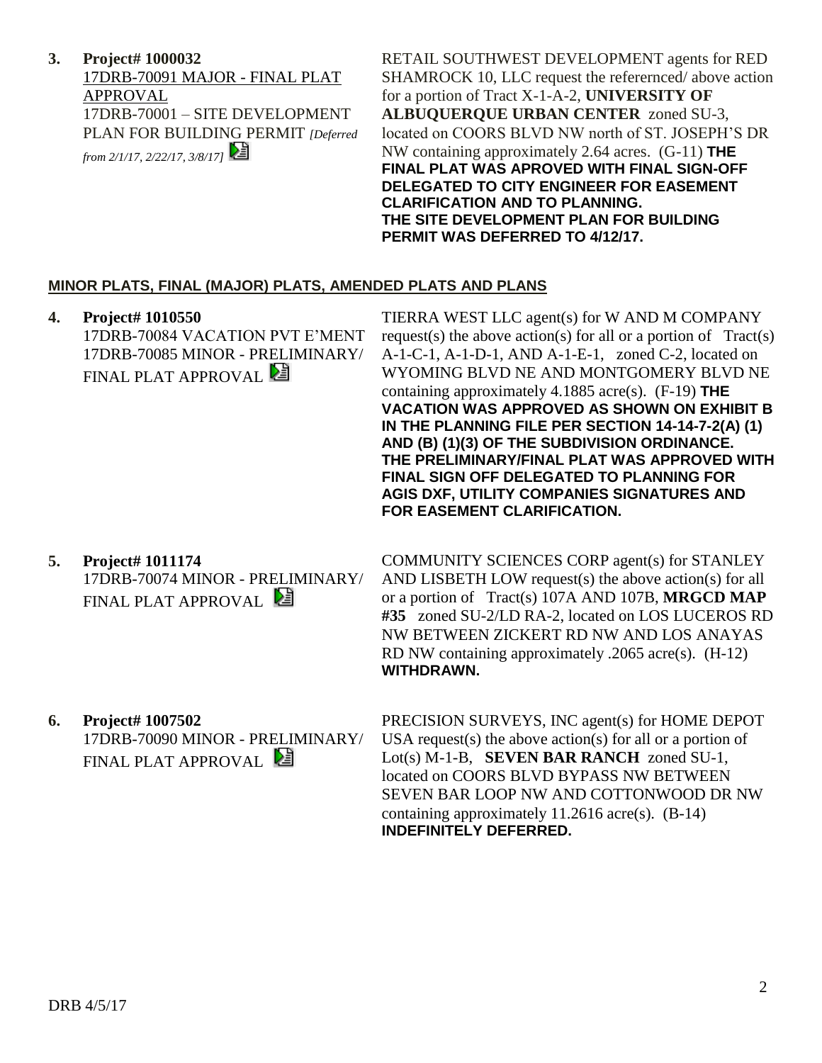**3. Project# 1000032**
17DRB-70091 MAJOR - FINAL PLAT APPROVAL
17DRB-70001 – SITE DEVELOPMENT PLAN FOR BUILDING PERMIT *[Deferred from 2/1/17, 2/22/17, 3/8/17]*

RETAIL SOUTHWEST DEVELOPMENT agents for RED SHAMROCK 10, LLC request the referernced/ above action for a portion of Tract X-1-A-2, **UNIVERSITY OF ALBUQUERQUE URBAN CENTER** zoned SU-3, located on COORS BLVD NW north of ST. JOSEPH'S DR NW containing approximately 2.64 acres. (G-11) **THE FINAL PLAT WAS APROVED WITH FINAL SIGN-OFF DELEGATED TO CITY ENGINEER FOR EASEMENT CLARIFICATION AND TO PLANNING. THE SITE DEVELOPMENT PLAN FOR BUILDING PERMIT WAS DEFERRED TO 4/12/17.**

## MINOR PLATS, FINAL (MAJOR) PLATS, AMENDED PLATS AND PLANS

**4. Project# 1010550**
17DRB-70084 VACATION PVT E'MENT
17DRB-70085 MINOR - PRELIMINARY/ FINAL PLAT APPROVAL

TIERRA WEST LLC agent(s) for W AND M COMPANY request(s) the above action(s) for all or a portion of Tract(s) A-1-C-1, A-1-D-1, AND A-1-E-1, zoned C-2, located on WYOMING BLVD NE AND MONTGOMERY BLVD NE containing approximately 4.1885 acre(s). (F-19) **THE VACATION WAS APPROVED AS SHOWN ON EXHIBIT B IN THE PLANNING FILE PER SECTION 14-14-7-2(A) (1) AND (B) (1)(3) OF THE SUBDIVISION ORDINANCE. THE PRELIMINARY/FINAL PLAT WAS APPROVED WITH FINAL SIGN OFF DELEGATED TO PLANNING FOR AGIS DXF, UTILITY COMPANIES SIGNATURES AND FOR EASEMENT CLARIFICATION.**

**5. Project# 1011174**
17DRB-70074 MINOR - PRELIMINARY/ FINAL PLAT APPROVAL

COMMUNITY SCIENCES CORP agent(s) for STANLEY AND LISBETH LOW request(s) the above action(s) for all or a portion of Tract(s) 107A AND 107B, **MRGCD MAP #35** zoned SU-2/LD RA-2, located on LOS LUCEROS RD NW BETWEEN ZICKERT RD NW AND LOS ANAYAS RD NW containing approximately .2065 acre(s). (H-12) **WITHDRAWN.**

**6. Project# 1007502**
17DRB-70090 MINOR - PRELIMINARY/ FINAL PLAT APPROVAL

PRECISION SURVEYS, INC agent(s) for HOME DEPOT USA request(s) the above action(s) for all or a portion of Lot(s) M-1-B, **SEVEN BAR RANCH** zoned SU-1, located on COORS BLVD BYPASS NW BETWEEN SEVEN BAR LOOP NW AND COTTONWOOD DR NW containing approximately 11.2616 acre(s). (B-14) **INDEFINITELY DEFERRED.**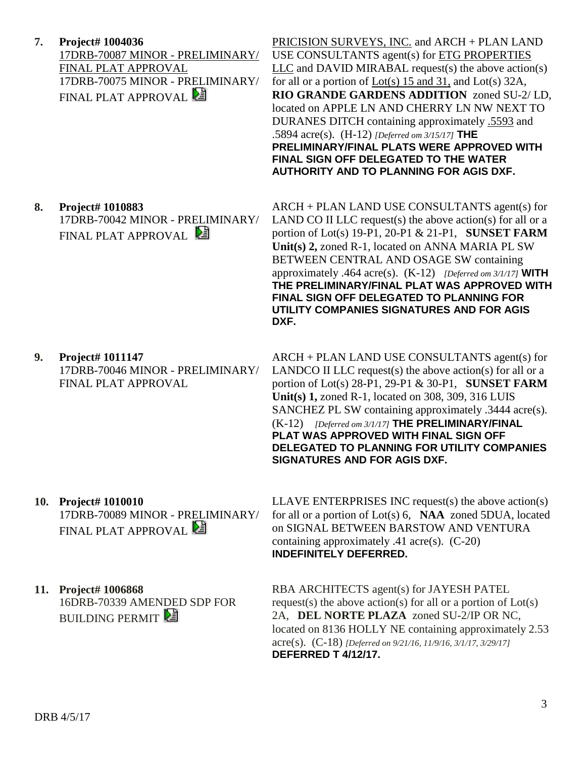**7. Project# 1004036**
17DRB-70087 MINOR - PRELIMINARY/ FINAL PLAT APPROVAL
17DRB-70075 MINOR - PRELIMINARY/ FINAL PLAT APPROVAL

PRICISION SURVEYS, INC. and ARCH + PLAN LAND USE CONSULTANTS agent(s) for ETG PROPERTIES LLC and DAVID MIRABAL request(s) the above action(s) for all or a portion of Lot(s) 15 and 31, and Lot(s) 32A, **RIO GRANDE GARDENS ADDITION** zoned SU-2/ LD, located on APPLE LN AND CHERRY LN NW NEXT TO DURANES DITCH containing approximately .5593 and .5894 acre(s). (H-12) *[Deferred om 3/15/17]* **THE PRELIMINARY/FINAL PLATS WERE APPROVED WITH FINAL SIGN OFF DELEGATED TO THE WATER AUTHORITY AND TO PLANNING FOR AGIS DXF.**

**8. Project# 1010883**
17DRB-70042 MINOR - PRELIMINARY/ FINAL PLAT APPROVAL

ARCH + PLAN LAND USE CONSULTANTS agent(s) for LAND CO II LLC request(s) the above action(s) for all or a portion of Lot(s) 19-P1, 20-P1 & 21-P1, **SUNSET FARM Unit(s) 2,** zoned R-1, located on ANNA MARIA PL SW BETWEEN CENTRAL AND OSAGE SW containing approximately .464 acre(s). (K-12) *[Deferred om 3/1/17]* **WITH THE PRELIMINARY/FINAL PLAT WAS APPROVED WITH FINAL SIGN OFF DELEGATED TO PLANNING FOR UTILITY COMPANIES SIGNATURES AND FOR AGIS DXF.**

**9. Project# 1011147**
17DRB-70046 MINOR - PRELIMINARY/ FINAL PLAT APPROVAL

ARCH + PLAN LAND USE CONSULTANTS agent(s) for LANDCO II LLC request(s) the above action(s) for all or a portion of Lot(s) 28-P1, 29-P1 & 30-P1, **SUNSET FARM Unit(s) 1,** zoned R-1, located on 308, 309, 316 LUIS SANCHEZ PL SW containing approximately .3444 acre(s). (K-12) *[Deferred om 3/1/17]* **THE PRELIMINARY/FINAL PLAT WAS APPROVED WITH FINAL SIGN OFF DELEGATED TO PLANNING FOR UTILITY COMPANIES SIGNATURES AND FOR AGIS DXF.**

**10. Project# 1010010**
17DRB-70089 MINOR - PRELIMINARY/ FINAL PLAT APPROVAL

LLAVE ENTERPRISES INC request(s) the above action(s) for all or a portion of Lot(s) 6, **NAA** zoned 5DUA, located on SIGNAL BETWEEN BARSTOW AND VENTURA containing approximately .41 acre(s). (C-20) **INDEFINITELY DEFERRED.**

**11. Project# 1006868**
16DRB-70339 AMENDED SDP FOR BUILDING PERMIT

RBA ARCHITECTS agent(s) for JAYESH PATEL request(s) the above action(s) for all or a portion of Lot(s) 2A, **DEL NORTE PLAZA** zoned SU-2/IP OR NC, located on 8136 HOLLY NE containing approximately 2.53 acre(s). (C-18) *[Deferred on 9/21/16, 11/9/16, 3/1/17, 3/29/17]* **DEFERRED T 4/12/17.**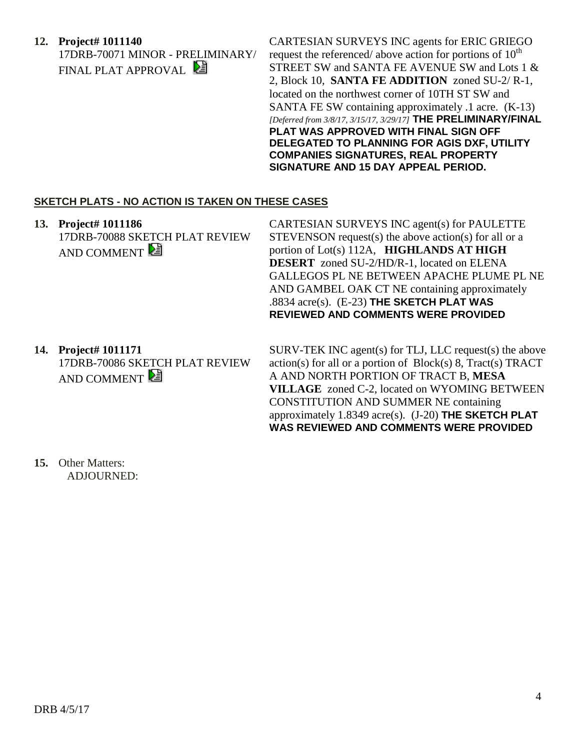**12. Project# 1011140**
17DRB-70071 MINOR - PRELIMINARY/ FINAL PLAT APPROVAL

CARTESIAN SURVEYS INC agents for ERIC GRIEGO request the referenced/ above action for portions of 10th STREET SW and SANTA FE AVENUE SW and Lots 1 & 2, Block 10, **SANTA FE ADDITION** zoned SU-2/ R-1, located on the northwest corner of 10TH ST SW and SANTA FE SW containing approximately .1 acre. (K-13) *[Deferred from 3/8/17, 3/15/17, 3/29/17]* **THE PRELIMINARY/FINAL PLAT WAS APPROVED WITH FINAL SIGN OFF DELEGATED TO PLANNING FOR AGIS DXF, UTILITY COMPANIES SIGNATURES, REAL PROPERTY SIGNATURE AND 15 DAY APPEAL PERIOD.**

## SKETCH PLATS - NO ACTION IS TAKEN ON THESE CASES

**13. Project# 1011186**
17DRB-70088 SKETCH PLAT REVIEW AND COMMENT

CARTESIAN SURVEYS INC agent(s) for PAULETTE STEVENSON request(s) the above action(s) for all or a portion of Lot(s) 112A, **HIGHLANDS AT HIGH DESERT** zoned SU-2/HD/R-1, located on ELENA GALLEGOS PL NE BETWEEN APACHE PLUME PL NE AND GAMBEL OAK CT NE containing approximately .8834 acre(s). (E-23) **THE SKETCH PLAT WAS REVIEWED AND COMMENTS WERE PROVIDED**

**14. Project# 1011171**
17DRB-70086 SKETCH PLAT REVIEW AND COMMENT

SURV-TEK INC agent(s) for TLJ, LLC request(s) the above action(s) for all or a portion of Block(s) 8, Tract(s) TRACT A AND NORTH PORTION OF TRACT B, **MESA VILLAGE** zoned C-2, located on WYOMING BETWEEN CONSTITUTION AND SUMMER NE containing approximately 1.8349 acre(s). (J-20) **THE SKETCH PLAT WAS REVIEWED AND COMMENTS WERE PROVIDED**

**15.** Other Matters:
ADJOURNED: